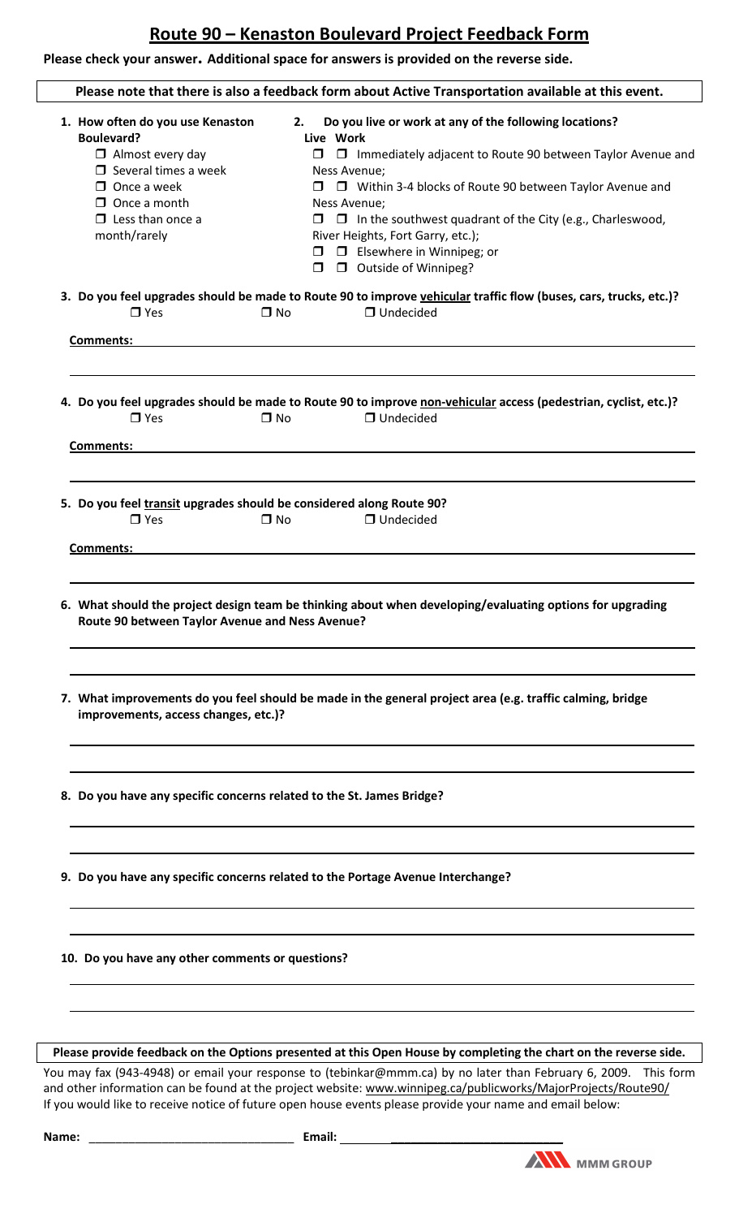# Route 90 – Kenaston Boulevard Project Feedback Form

**Please check your answer. Additional space for answers is provided on the reverse side.**

**Please note that there is also a feedback form about Active Transportation available at this event.**

**1. How often do you use Kenaston Boulevard?**

- ☐ Almost every day
- ☐ Several times a week
- ☐ Once a week
- ☐ Once a month
- ☐ Less than once a month/rarely

**2. Do you live or work at any of the following locations?**

**Live Work**

- ☐ ☐ Immediately adjacent to Route 90 between Taylor Avenue and Ness Avenue;
- ☐ ☐ Within 3-4 blocks of Route 90 between Taylor Avenue and Ness Avenue;
- ☐ ☐ In the southwest quadrant of the City (e.g., Charleswood, River Heights, Fort Garry, etc.);
- ☐ ☐ Elsewhere in Winnipeg; or
- ☐ ☐ Outside of Winnipeg?

**3. Do you feel upgrades should be made to Route 90 to improve vehicular traffic flow (buses, cars, trucks, etc.)?**

☐ Yes ☐ No ☐ Undecided

**Comments:** ____________________

**4. Do you feel upgrades should be made to Route 90 to improve non-vehicular access (pedestrian, cyclist, etc.)?**

☐ Yes ☐ No ☐ Undecided

**Comments:** ____________________

**5. Do you feel transit upgrades should be considered along Route 90?**

☐ Yes ☐ No ☐ Undecided

**Comments:** ____________________

**6. What should the project design team be thinking about when developing/evaluating options for upgrading Route 90 between Taylor Avenue and Ness Avenue?**

____________________

**7. What improvements do you feel should be made in the general project area (e.g. traffic calming, bridge improvements, access changes, etc.)?**

____________________

**8. Do you have any specific concerns related to the St. James Bridge?**

____________________

**9. Do you have any specific concerns related to the Portage Avenue Interchange?**

____________________

**10. Do you have any other comments or questions?**

____________________

**Please provide feedback on the Options presented at this Open House by completing the chart on the reverse side.**

You may fax (943-4948) or email your response to (tebinkar@mmm.ca) by no later than February 6, 2009. This form and other information can be found at the project website: www.winnipeg.ca/publicworks/MajorProjects/Route90/

If you would like to receive notice of future open house events please provide your name and email below:

**Name:** ____________________ **Email:** ____________________

MMM GROUP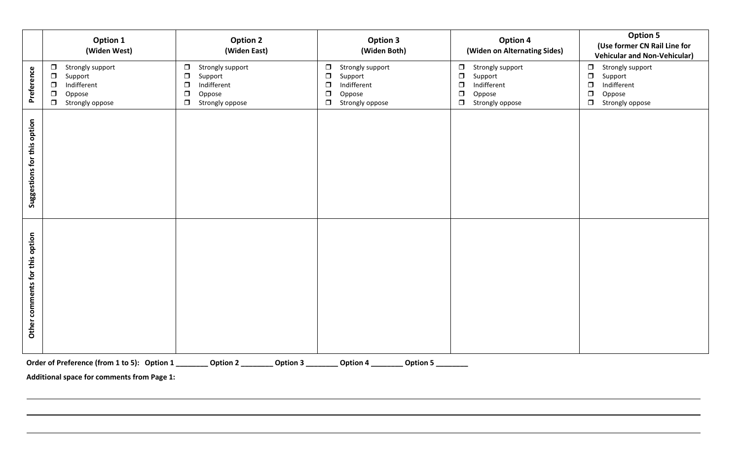| | Option 1 (Widen West) | Option 2 (Widen East) | Option 3 (Widen Both) | Option 4 (Widen on Alternating Sides) | Option 5 (Use former CN Rail Line for Vehicular and Non-Vehicular) |
|---|---|---|---|---|---|
| Preference | ❒ Strongly support<br>❒ Support<br>❒ Indifferent<br>❒ Oppose<br>❒ Strongly oppose | ❒ Strongly support<br>❒ Support<br>❒ Indifferent<br>❒ Oppose<br>❒ Strongly oppose | ❒ Strongly support<br>❒ Support<br>❒ Indifferent<br>❒ Oppose<br>❒ Strongly oppose | ❒ Strongly support<br>❒ Support<br>❒ Indifferent<br>❒ Oppose<br>❒ Strongly oppose | ❒ Strongly support<br>❒ Support<br>❒ Indifferent<br>❒ Oppose<br>❒ Strongly oppose |
| Suggestions for this option | | | | | |
| Other comments for this option | | | | | |

**Order of Preference (from 1 to 5): Option 1 ________ Option 2 ________ Option 3 ________ Option 4 ________ Option 5 ________**

**Additional space for comments from Page 1:**

______________________________________________________________________________

______________________________________________________________________________

______________________________________________________________________________